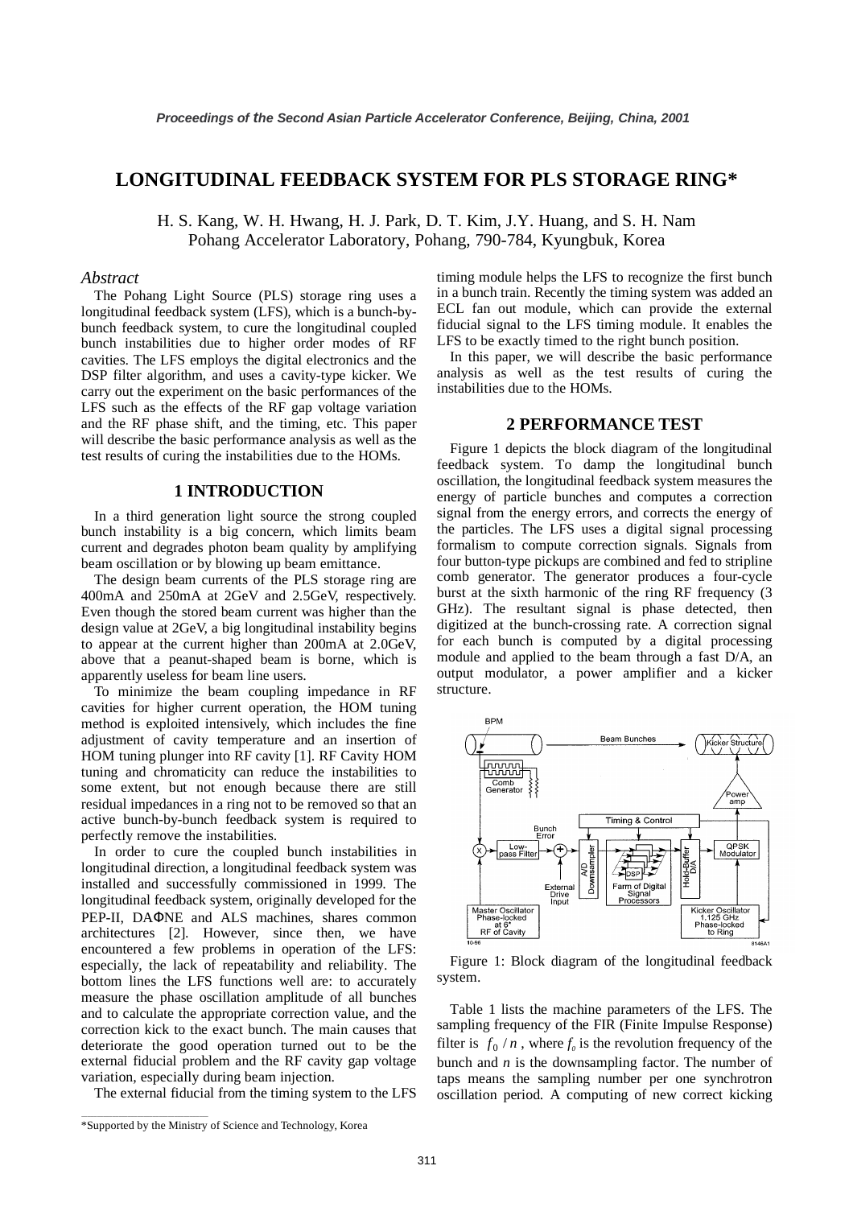# LONGITUDINAL FEEDBACK SYSTEM FOR PLS STORAGE RING*

H. S. Kang, W. H. Hwang, H. J. Park, D. T. Kim, J.Y. Huang, and S. H. Nam
Pohang Accelerator Laboratory, Pohang, 790-784, Kyungbuk, Korea

## *Abstract*

The Pohang Light Source (PLS) storage ring uses a longitudinal feedback system (LFS), which is a bunch-by-bunch feedback system, to cure the longitudinal coupled bunch instabilities due to higher order modes of RF cavities. The LFS employs the digital electronics and the DSP filter algorithm, and uses a cavity-type kicker. We carry out the experiment on the basic performances of the LFS such as the effects of the RF gap voltage variation and the RF phase shift, and the timing, etc. This paper will describe the basic performance analysis as well as the test results of curing the instabilities due to the HOMs.

## 1 INTRODUCTION

In a third generation light source the strong coupled bunch instability is a big concern, which limits beam current and degrades photon beam quality by amplifying beam oscillation or by blowing up beam emittance.

The design beam currents of the PLS storage ring are 400mA and 250mA at 2GeV and 2.5GeV, respectively. Even though the stored beam current was higher than the design value at 2GeV, a big longitudinal instability begins to appear at the current higher than 200mA at 2.0GeV, above that a peanut-shaped beam is borne, which is apparently useless for beam line users.

To minimize the beam coupling impedance in RF cavities for higher current operation, the HOM tuning method is exploited intensively, which includes the fine adjustment of cavity temperature and an insertion of HOM tuning plunger into RF cavity [1]. RF Cavity HOM tuning and chromaticity can reduce the instabilities to some extent, but not enough because there are still residual impedances in a ring not to be removed so that an active bunch-by-bunch feedback system is required to perfectly remove the instabilities.

In order to cure the coupled bunch instabilities in longitudinal direction, a longitudinal feedback system was installed and successfully commissioned in 1999. The longitudinal feedback system, originally developed for the PEP-II, DAΦNE and ALS machines, shares common architectures [2]. However, since then, we have encountered a few problems in operation of the LFS: especially, the lack of repeatability and reliability. The bottom lines the LFS functions well are: to accurately measure the phase oscillation amplitude of all bunches and to calculate the appropriate correction value, and the correction kick to the exact bunch. The main causes that deteriorate the good operation turned out to be the external fiducial problem and the RF cavity gap voltage variation, especially during beam injection.

The external fiducial from the timing system to the LFS timing module helps the LFS to recognize the first bunch in a bunch train. Recently the timing system was added an ECL fan out module, which can provide the external fiducial signal to the LFS timing module. It enables the LFS to be exactly timed to the right bunch position.

In this paper, we will describe the basic performance analysis as well as the test results of curing the instabilities due to the HOMs.

## 2 PERFORMANCE TEST

Figure 1 depicts the block diagram of the longitudinal feedback system. To damp the longitudinal bunch oscillation, the longitudinal feedback system measures the energy of particle bunches and computes a correction signal from the energy errors, and corrects the energy of the particles. The LFS uses a digital signal processing formalism to compute correction signals. Signals from four button-type pickups are combined and fed to stripline comb generator. The generator produces a four-cycle burst at the sixth harmonic of the ring RF frequency (3 GHz). The resultant signal is phase detected, then digitized at the bunch-crossing rate. A correction signal for each bunch is computed by a digital processing module and applied to the beam through a fast D/A, an output modulator, a power amplifier and a kicker structure.

Figure 1: Block diagram of the longitudinal feedback system.

Table 1 lists the machine parameters of the LFS. The sampling frequency of the FIR (Finite Impulse Response) filter is $f_0 / n$, where $f_0$ is the revolution frequency of the bunch and $n$ is the downsampling factor. The number of taps means the sampling number per one synchrotron oscillation period. A computing of new correct kicking

*Supported by the Ministry of Science and Technology, Korea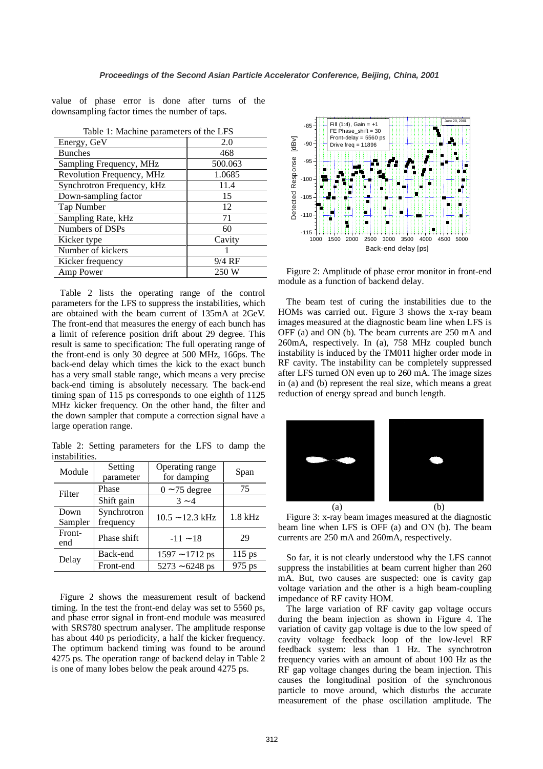value of phase error is done after turns of the downsampling factor times the number of taps.

Table 1: Machine parameters of the LFS

| | |
|---|---|
| Energy, GeV | 2.0 |
| Bunches | 468 |
| Sampling Frequency, MHz | 500.063 |
| Revolution Frequency, MHz | 1.0685 |
| Synchrotron Frequency, kHz | 11.4 |
| Down-sampling factor | 15 |
| Tap Number | 12 |
| Sampling Rate, kHz | 71 |
| Numbers of DSPs | 60 |
| Kicker type | Cavity |
| Number of kickers | 1 |
| Kicker frequency | 9/4 RF |
| Amp Power | 250 W |

Table 2 lists the operating range of the control parameters for the LFS to suppress the instabilities, which are obtained with the beam current of 135mA at 2GeV. The front-end that measures the energy of each bunch has a limit of reference position drift about 29 degree. This result is same to specification: The full operating range of the front-end is only 30 degree at 500 MHz, 166ps. The back-end delay which times the kick to the exact bunch has a very small stable range, which means a very precise back-end timing is absolutely necessary. The back-end timing span of 115 ps corresponds to one eighth of 1125 MHz kicker frequency. On the other hand, the filter and the down sampler that compute a correction signal have a large operation range.

Table 2: Setting parameters for the LFS to damp the instabilities.

| Module | Setting parameter | Operating range for damping | Span |
|---|---|---|---|
| Filter | Phase | 0 ~75 degree | 75 |
| | Shift gain | 3 ~4 | |
| Down Sampler | Synchrotron frequency | 10.5 ~12.3 kHz | 1.8 kHz |
| Front-end | Phase shift | -11 ~18 | 29 |
| Delay | Back-end | 1597 ~1712 ps | 115 ps |
| | Front-end | 5273 ~6248 ps | 975 ps |

Figure 2 shows the measurement result of backend timing. In the test the front-end delay was set to 5560 ps, and phase error signal in front-end module was measured with SRS780 spectrum analyser. The amplitude response has about 440 ps periodicity, a half the kicker frequency. The optimum backend timing was found to be around 4275 ps. The operation range of backend delay in Table 2 is one of many lobes below the peak around 4275 ps.

Figure 2: Amplitude of phase error monitor in front-end module as a function of backend delay.

The beam test of curing the instabilities due to the HOMs was carried out. Figure 3 shows the x-ray beam images measured at the diagnostic beam line when LFS is OFF (a) and ON (b). The beam currents are 250 mA and 260mA, respectively. In (a), 758 MHz coupled bunch instability is induced by the TM011 higher order mode in RF cavity. The instability can be completely suppressed after LFS turned ON even up to 260 mA. The image sizes in (a) and (b) represent the real size, which means a great reduction of energy spread and bunch length.

Figure 3: x-ray beam images measured at the diagnostic beam line when LFS is OFF (a) and ON (b). The beam currents are 250 mA and 260mA, respectively.

So far, it is not clearly understood why the LFS cannot suppress the instabilities at beam current higher than 260 mA. But, two causes are suspected: one is cavity gap voltage variation and the other is a high beam-coupling impedance of RF cavity HOM.

The large variation of RF cavity gap voltage occurs during the beam injection as shown in Figure 4. The variation of cavity gap voltage is due to the low speed of cavity voltage feedback loop of the low-level RF feedback system: less than 1 Hz. The synchrotron frequency varies with an amount of about 100 Hz as the RF gap voltage changes during the beam injection. This causes the longitudinal position of the synchronous particle to move around, which disturbs the accurate measurement of the phase oscillation amplitude. The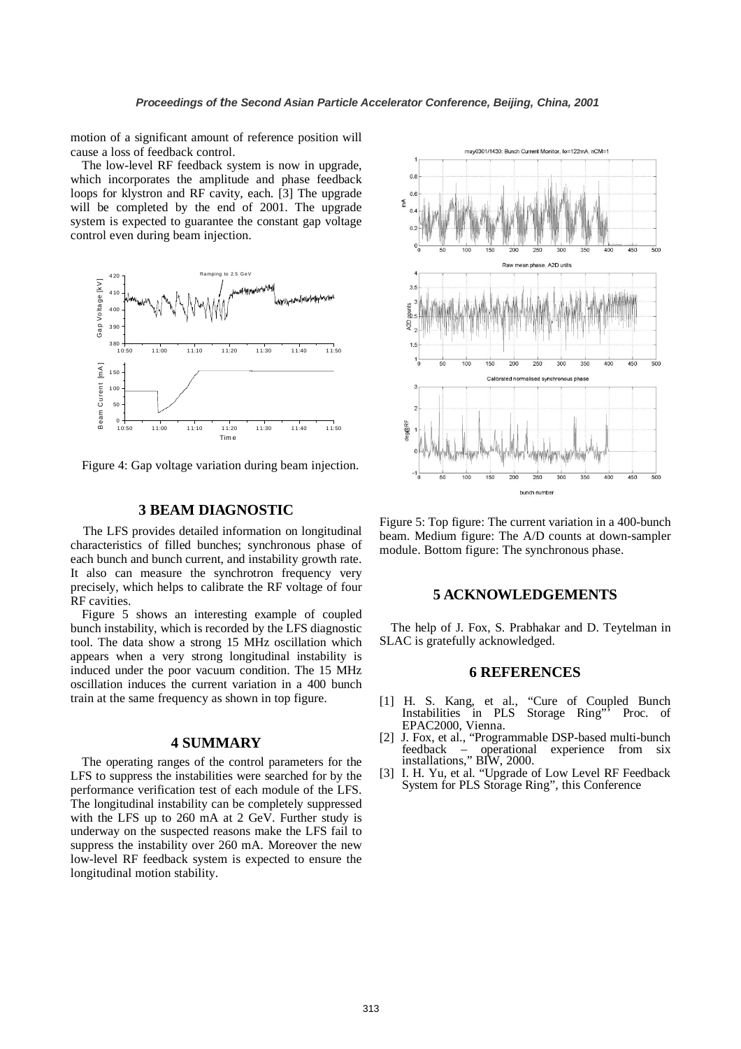motion of a significant amount of reference position will cause a loss of feedback control.

The low-level RF feedback system is now in upgrade, which incorporates the amplitude and phase feedback loops for klystron and RF cavity, each. [3] The upgrade will be completed by the end of 2001. The upgrade system is expected to guarantee the constant gap voltage control even during beam injection.

Ramping to 2.5 GeV

Gap Voltage [kV]

420
410
400
390
380

10:50 11:00 11:10 11:20 11:30 11:40 11:50

Beam Current [mA]

150
100
50
0

10:50 11:00 11:10 11:20 11:30 11:40 11:50

Time

Figure 4: Gap voltage variation during beam injection.

## 3 BEAM DIAGNOSTIC

The LFS provides detailed information on longitudinal characteristics of filled bunches; synchronous phase of each bunch and bunch current, and instability growth rate. It also can measure the synchrotron frequency very precisely, which helps to calibrate the RF voltage of four RF cavities.

Figure 5 shows an interesting example of coupled bunch instability, which is recorded by the LFS diagnostic tool. The data show a strong 15 MHz oscillation which appears when a very strong longitudinal instability is induced under the poor vacuum condition. The 15 MHz oscillation induces the current variation in a 400 bunch train at the same frequency as shown in top figure.

## 4 SUMMARY

The operating ranges of the control parameters for the LFS to suppress the instabilities were searched for by the performance verification test of each module of the LFS. The longitudinal instability can be completely suppressed with the LFS up to 260 mA at 2 GeV. Further study is underway on the suspected reasons make the LFS fail to suppress the instability over 260 mA. Moreover the new low-level RF feedback system is expected to ensure the longitudinal motion stability.

may0301/1430: Bunch Current Monitor, Io=122mA, nCM=1

mA

Raw mean phase, A2D units

A2D counts

Calibrated normalised synchronous phase

degRF

bunch number

Figure 5: Top figure: The current variation in a 400-bunch beam. Medium figure: The A/D counts at down-sampler module. Bottom figure: The synchronous phase.

## 5 ACKNOWLEDGEMENTS

The help of J. Fox, S. Prabhakar and D. Teytelman in SLAC is gratefully acknowledged.

## 6 REFERENCES

[1] H. S. Kang, et al., "Cure of Coupled Bunch Instabilities in PLS Storage Ring"' Proc. of EPAC2000, Vienna.

[2] J. Fox, et al., "Programmable DSP-based multi-bunch feedback – operational experience from six installations," BIW, 2000.

[3] I. H. Yu, et al. "Upgrade of Low Level RF Feedback System for PLS Storage Ring", this Conference